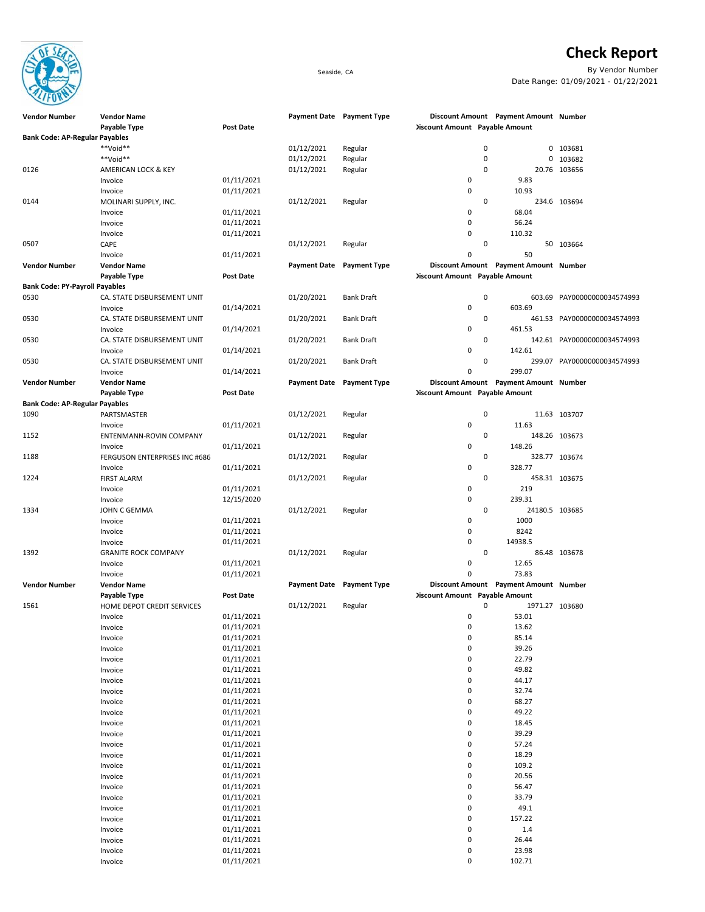# Check Report

Seaside, CA

By Vendor Number

Date Range: 01/09/2021 - 01/22/2021

| Vendor Number | Vendor Name / Payable Type | Post Date | Payment Date | Payment Type | Discount Amount | Payment Amount / Payable Amount | Number |
|---|---|---|---|---|---|---|---|
| **Bank Code: AP-Regular Payables** | | | | | | | |
| | **Void** | | 01/12/2021 | Regular | 0 | 0 | 103681 |
| | **Void** | | 01/12/2021 | Regular | 0 | 0 | 103682 |
| 0126 | AMERICAN LOCK & KEY | | 01/12/2021 | Regular | 0 | 20.76 | 103656 |
| | Invoice | 01/11/2021 | | | 0 | 9.83 | |
| | Invoice | 01/11/2021 | | | 0 | 10.93 | |
| 0144 | MOLINARI SUPPLY, INC. | | 01/12/2021 | Regular | 0 | 234.6 | 103694 |
| | Invoice | 01/11/2021 | | | 0 | 68.04 | |
| | Invoice | 01/11/2021 | | | 0 | 56.24 | |
| | Invoice | 01/11/2021 | | | 0 | 110.32 | |
| 0507 | CAPE | | 01/12/2021 | Regular | 0 | 50 | 103664 |
| | Invoice | 01/11/2021 | | | 0 | 50 | |
| **Bank Code: PY-Payroll Payables** | | | | | | | |
| 0530 | CA. STATE DISBURSEMENT UNIT | | 01/20/2021 | Bank Draft | 0 | 603.69 | PAY00000000034574993 |
| | Invoice | 01/14/2021 | | | 0 | 603.69 | |
| 0530 | CA. STATE DISBURSEMENT UNIT | | 01/20/2021 | Bank Draft | 0 | 461.53 | PAY00000000034574993 |
| | Invoice | 01/14/2021 | | | 0 | 461.53 | |
| 0530 | CA. STATE DISBURSEMENT UNIT | | 01/20/2021 | Bank Draft | 0 | 142.61 | PAY00000000034574993 |
| | Invoice | 01/14/2021 | | | 0 | 142.61 | |
| 0530 | CA. STATE DISBURSEMENT UNIT | | 01/20/2021 | Bank Draft | 0 | 299.07 | PAY00000000034574993 |
| | Invoice | 01/14/2021 | | | 0 | 299.07 | |
| **Bank Code: AP-Regular Payables** | | | | | | | |
| 1090 | PARTSMASTER | | 01/12/2021 | Regular | 0 | 11.63 | 103707 |
| | Invoice | 01/11/2021 | | | 0 | 11.63 | |
| 1152 | ENTENMANN-ROVIN COMPANY | | 01/12/2021 | Regular | 0 | 148.26 | 103673 |
| | Invoice | 01/11/2021 | | | 0 | 148.26 | |
| 1188 | FERGUSON ENTERPRISES INC #686 | | 01/12/2021 | Regular | 0 | 328.77 | 103674 |
| | Invoice | 01/11/2021 | | | 0 | 328.77 | |
| 1224 | FIRST ALARM | | 01/12/2021 | Regular | 0 | 458.31 | 103675 |
| | Invoice | 01/11/2021 | | | 0 | 219 | |
| | Invoice | 12/15/2020 | | | 0 | 239.31 | |
| 1334 | JOHN C GEMMA | | 01/12/2021 | Regular | 0 | 24180.5 | 103685 |
| | Invoice | 01/11/2021 | | | 0 | 1000 | |
| | Invoice | 01/11/2021 | | | 0 | 8242 | |
| | Invoice | 01/11/2021 | | | 0 | 14938.5 | |
| 1392 | GRANITE ROCK COMPANY | | 01/12/2021 | Regular | 0 | 86.48 | 103678 |
| | Invoice | 01/11/2021 | | | 0 | 12.65 | |
| | Invoice | 01/11/2021 | | | 0 | 73.83 | |
| 1561 | HOME DEPOT CREDIT SERVICES | | 01/12/2021 | Regular | 0 | 1971.27 | 103680 |
| | Invoice | 01/11/2021 | | | 0 | 53.01 | |
| | Invoice | 01/11/2021 | | | 0 | 13.62 | |
| | Invoice | 01/11/2021 | | | 0 | 85.14 | |
| | Invoice | 01/11/2021 | | | 0 | 39.26 | |
| | Invoice | 01/11/2021 | | | 0 | 22.79 | |
| | Invoice | 01/11/2021 | | | 0 | 49.82 | |
| | Invoice | 01/11/2021 | | | 0 | 44.17 | |
| | Invoice | 01/11/2021 | | | 0 | 32.74 | |
| | Invoice | 01/11/2021 | | | 0 | 68.27 | |
| | Invoice | 01/11/2021 | | | 0 | 49.22 | |
| | Invoice | 01/11/2021 | | | 0 | 18.45 | |
| | Invoice | 01/11/2021 | | | 0 | 39.29 | |
| | Invoice | 01/11/2021 | | | 0 | 57.24 | |
| | Invoice | 01/11/2021 | | | 0 | 18.29 | |
| | Invoice | 01/11/2021 | | | 0 | 109.2 | |
| | Invoice | 01/11/2021 | | | 0 | 20.56 | |
| | Invoice | 01/11/2021 | | | 0 | 56.47 | |
| | Invoice | 01/11/2021 | | | 0 | 33.79 | |
| | Invoice | 01/11/2021 | | | 0 | 49.1 | |
| | Invoice | 01/11/2021 | | | 0 | 157.22 | |
| | Invoice | 01/11/2021 | | | 0 | 1.4 | |
| | Invoice | 01/11/2021 | | | 0 | 26.44 | |
| | Invoice | 01/11/2021 | | | 0 | 23.98 | |
| | Invoice | 01/11/2021 | | | 0 | 102.71 | |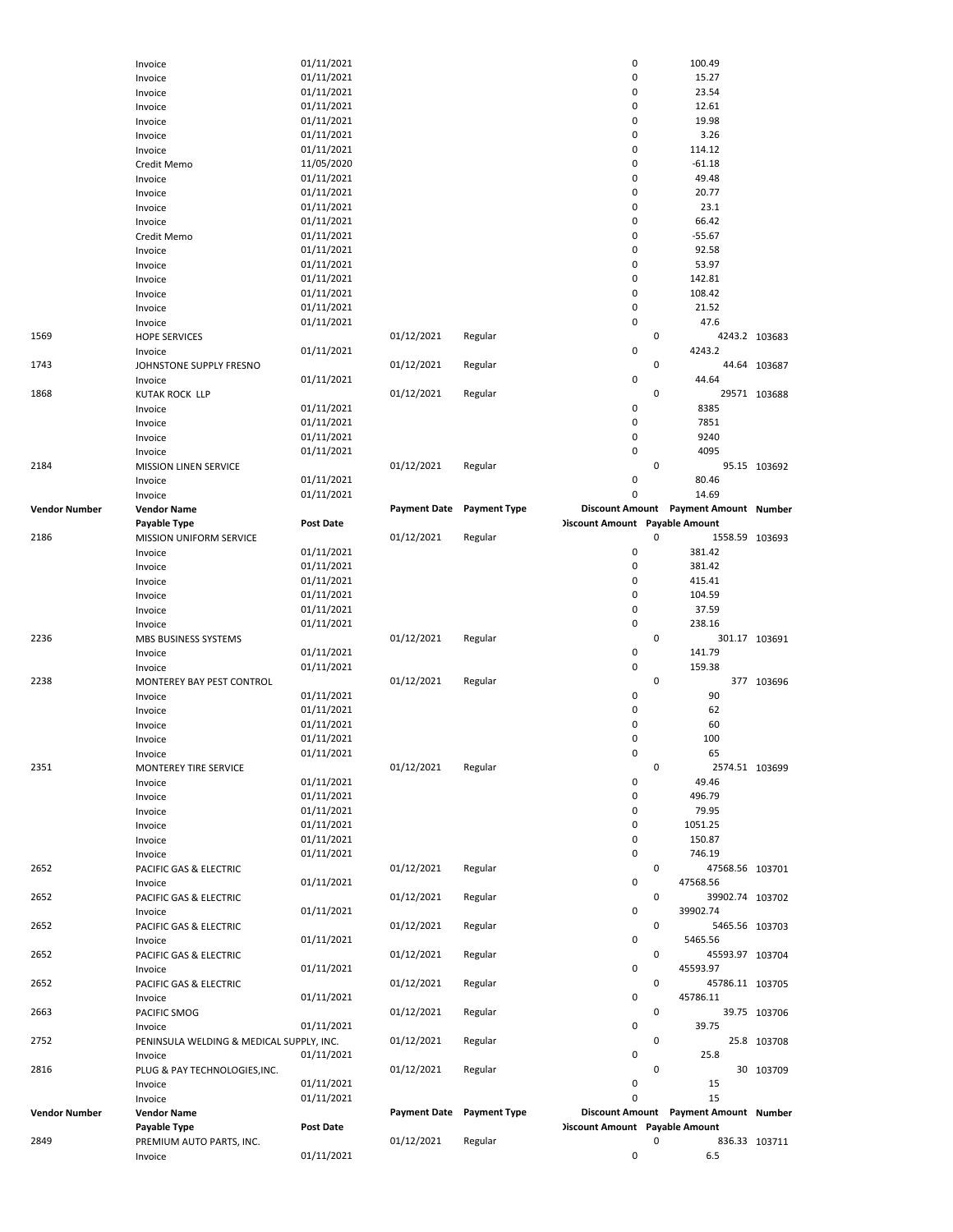| | | | | | | |
|---|---|---|---|---|---|---|
| | Invoice | 01/11/2021 | | | 0 | 100.49 | |
| | Invoice | 01/11/2021 | | | 0 | 15.27 | |
| | Invoice | 01/11/2021 | | | 0 | 23.54 | |
| | Invoice | 01/11/2021 | | | 0 | 12.61 | |
| | Invoice | 01/11/2021 | | | 0 | 19.98 | |
| | Invoice | 01/11/2021 | | | 0 | 3.26 | |
| | Invoice | 01/11/2021 | | | 0 | 114.12 | |
| | Credit Memo | 11/05/2020 | | | 0 | -61.18 | |
| | Invoice | 01/11/2021 | | | 0 | 49.48 | |
| | Invoice | 01/11/2021 | | | 0 | 20.77 | |
| | Invoice | 01/11/2021 | | | 0 | 23.1 | |
| | Invoice | 01/11/2021 | | | 0 | 66.42 | |
| | Credit Memo | 01/11/2021 | | | 0 | -55.67 | |
| | Invoice | 01/11/2021 | | | 0 | 92.58 | |
| | Invoice | 01/11/2021 | | | 0 | 53.97 | |
| | Invoice | 01/11/2021 | | | 0 | 142.81 | |
| | Invoice | 01/11/2021 | | | 0 | 108.42 | |
| | Invoice | 01/11/2021 | | | 0 | 21.52 | |
| | Invoice | 01/11/2021 | | | 0 | 47.6 | |
| 1569 | HOPE SERVICES | | 01/12/2021 | Regular | 0 | 4243.2 | 103683 |
| | Invoice | 01/11/2021 | | | 0 | 4243.2 | |
| 1743 | JOHNSTONE SUPPLY FRESNO | | 01/12/2021 | Regular | 0 | 44.64 | 103687 |
| | Invoice | 01/11/2021 | | | 0 | 44.64 | |
| 1868 | KUTAK ROCK LLP | | 01/12/2021 | Regular | 0 | 29571 | 103688 |
| | Invoice | 01/11/2021 | | | 0 | 8385 | |
| | Invoice | 01/11/2021 | | | 0 | 7851 | |
| | Invoice | 01/11/2021 | | | 0 | 9240 | |
| | Invoice | 01/11/2021 | | | 0 | 4095 | |
| 2184 | MISSION LINEN SERVICE | | 01/12/2021 | Regular | 0 | 95.15 | 103692 |
| | Invoice | 01/11/2021 | | | 0 | 80.46 | |
| | Invoice | 01/11/2021 | | | 0 | 14.69 | |
| **Vendor Number** | **Vendor Name** | | **Payment Date** | **Payment Type** | **Discount Amount** | **Payment Amount** | **Number** |
| | **Payable Type** | **Post Date** | | | **Discount Amount** | **Payable Amount** | |
| 2186 | MISSION UNIFORM SERVICE | | 01/12/2021 | Regular | 0 | 1558.59 | 103693 |
| | Invoice | 01/11/2021 | | | 0 | 381.42 | |
| | Invoice | 01/11/2021 | | | 0 | 381.42 | |
| | Invoice | 01/11/2021 | | | 0 | 415.41 | |
| | Invoice | 01/11/2021 | | | 0 | 104.59 | |
| | Invoice | 01/11/2021 | | | 0 | 37.59 | |
| | Invoice | 01/11/2021 | | | 0 | 238.16 | |
| 2236 | MBS BUSINESS SYSTEMS | | 01/12/2021 | Regular | 0 | 301.17 | 103691 |
| | Invoice | 01/11/2021 | | | 0 | 141.79 | |
| | Invoice | 01/11/2021 | | | 0 | 159.38 | |
| 2238 | MONTEREY BAY PEST CONTROL | | 01/12/2021 | Regular | 0 | 377 | 103696 |
| | Invoice | 01/11/2021 | | | 0 | 90 | |
| | Invoice | 01/11/2021 | | | 0 | 62 | |
| | Invoice | 01/11/2021 | | | 0 | 60 | |
| | Invoice | 01/11/2021 | | | 0 | 100 | |
| | Invoice | 01/11/2021 | | | 0 | 65 | |
| 2351 | MONTEREY TIRE SERVICE | | 01/12/2021 | Regular | 0 | 2574.51 | 103699 |
| | Invoice | 01/11/2021 | | | 0 | 49.46 | |
| | Invoice | 01/11/2021 | | | 0 | 496.79 | |
| | Invoice | 01/11/2021 | | | 0 | 79.95 | |
| | Invoice | 01/11/2021 | | | 0 | 1051.25 | |
| | Invoice | 01/11/2021 | | | 0 | 150.87 | |
| | Invoice | 01/11/2021 | | | 0 | 746.19 | |
| 2652 | PACIFIC GAS & ELECTRIC | | 01/12/2021 | Regular | 0 | 47568.56 | 103701 |
| | Invoice | 01/11/2021 | | | 0 | 47568.56 | |
| 2652 | PACIFIC GAS & ELECTRIC | | 01/12/2021 | Regular | 0 | 39902.74 | 103702 |
| | Invoice | 01/11/2021 | | | 0 | 39902.74 | |
| 2652 | PACIFIC GAS & ELECTRIC | | 01/12/2021 | Regular | 0 | 5465.56 | 103703 |
| | Invoice | 01/11/2021 | | | 0 | 5465.56 | |
| 2652 | PACIFIC GAS & ELECTRIC | | 01/12/2021 | Regular | 0 | 45593.97 | 103704 |
| | Invoice | 01/11/2021 | | | 0 | 45593.97 | |
| 2652 | PACIFIC GAS & ELECTRIC | | 01/12/2021 | Regular | 0 | 45786.11 | 103705 |
| | Invoice | 01/11/2021 | | | 0 | 45786.11 | |
| 2663 | PACIFIC SMOG | | 01/12/2021 | Regular | 0 | 39.75 | 103706 |
| | Invoice | 01/11/2021 | | | 0 | 39.75 | |
| 2752 | PENINSULA WELDING & MEDICAL SUPPLY, INC. | | 01/12/2021 | Regular | 0 | 25.8 | 103708 |
| | Invoice | 01/11/2021 | | | 0 | 25.8 | |
| 2816 | PLUG & PAY TECHNOLOGIES,INC. | | 01/12/2021 | Regular | 0 | 30 | 103709 |
| | Invoice | 01/11/2021 | | | 0 | 15 | |
| | Invoice | 01/11/2021 | | | 0 | 15 | |
| **Vendor Number** | **Vendor Name** | | **Payment Date** | **Payment Type** | **Discount Amount** | **Payment Amount** | **Number** |
| | **Payable Type** | **Post Date** | | | **Discount Amount** | **Payable Amount** | |
| 2849 | PREMIUM AUTO PARTS, INC. | | 01/12/2021 | Regular | 0 | 836.33 | 103711 |
| | Invoice | 01/11/2021 | | | 0 | 6.5 | |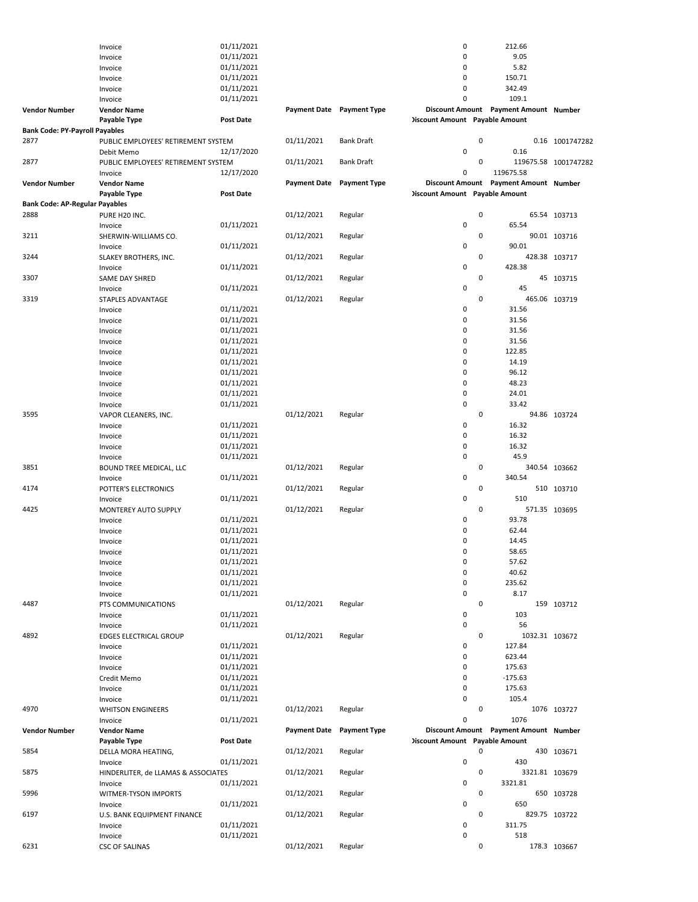| | | | | | | | |
|---|---|---|---|---|---|---|---|
| | Invoice | 01/11/2021 | | | 0 | 212.66 | |
| | Invoice | 01/11/2021 | | | 0 | 9.05 | |
| | Invoice | 01/11/2021 | | | 0 | 5.82 | |
| | Invoice | 01/11/2021 | | | 0 | 150.71 | |
| | Invoice | 01/11/2021 | | | 0 | 342.49 | |
| | Invoice | 01/11/2021 | | | 0 | 109.1 | |
| **Vendor Number** | **Vendor Name** | | **Payment Date** | **Payment Type** | **Discount Amount** | **Payment Amount** | **Number** |
| | **Payable Type** | **Post Date** | | | **Discount Amount** | **Payable Amount** | |
| **Bank Code: PY-Payroll Payables** | | | | | | | |
| 2877 | PUBLIC EMPLOYEES' RETIREMENT SYSTEM | | 01/11/2021 | Bank Draft | 0 | 0.16 | 1001747282 |
| | Debit Memo | 12/17/2020 | | | 0 | 0.16 | |
| 2877 | PUBLIC EMPLOYEES' RETIREMENT SYSTEM | | 01/11/2021 | Bank Draft | 0 | 119675.58 | 1001747282 |
| | Invoice | 12/17/2020 | | | 0 | 119675.58 | |
| **Vendor Number** | **Vendor Name** | | **Payment Date** | **Payment Type** | **Discount Amount** | **Payment Amount** | **Number** |
| | **Payable Type** | **Post Date** | | | **Discount Amount** | **Payable Amount** | |
| **Bank Code: AP-Regular Payables** | | | | | | | |
| 2888 | PURE H20 INC. | | 01/12/2021 | Regular | 0 | 65.54 | 103713 |
| | Invoice | 01/11/2021 | | | 0 | 65.54 | |
| 3211 | SHERWIN-WILLIAMS CO. | | 01/12/2021 | Regular | 0 | 90.01 | 103716 |
| | Invoice | 01/11/2021 | | | 0 | 90.01 | |
| 3244 | SLAKEY BROTHERS, INC. | | 01/12/2021 | Regular | 0 | 428.38 | 103717 |
| | Invoice | 01/11/2021 | | | 0 | 428.38 | |
| 3307 | SAME DAY SHRED | | 01/12/2021 | Regular | 0 | 45 | 103715 |
| | Invoice | 01/11/2021 | | | 0 | 45 | |
| 3319 | STAPLES ADVANTAGE | | 01/12/2021 | Regular | 0 | 465.06 | 103719 |
| | Invoice | 01/11/2021 | | | 0 | 31.56 | |
| | Invoice | 01/11/2021 | | | 0 | 31.56 | |
| | Invoice | 01/11/2021 | | | 0 | 31.56 | |
| | Invoice | 01/11/2021 | | | 0 | 31.56 | |
| | Invoice | 01/11/2021 | | | 0 | 122.85 | |
| | Invoice | 01/11/2021 | | | 0 | 14.19 | |
| | Invoice | 01/11/2021 | | | 0 | 96.12 | |
| | Invoice | 01/11/2021 | | | 0 | 48.23 | |
| | Invoice | 01/11/2021 | | | 0 | 24.01 | |
| | Invoice | 01/11/2021 | | | 0 | 33.42 | |
| 3595 | VAPOR CLEANERS, INC. | | 01/12/2021 | Regular | 0 | 94.86 | 103724 |
| | Invoice | 01/11/2021 | | | 0 | 16.32 | |
| | Invoice | 01/11/2021 | | | 0 | 16.32 | |
| | Invoice | 01/11/2021 | | | 0 | 16.32 | |
| | Invoice | 01/11/2021 | | | 0 | 45.9 | |
| 3851 | BOUND TREE MEDICAL, LLC | | 01/12/2021 | Regular | 0 | 340.54 | 103662 |
| | Invoice | 01/11/2021 | | | 0 | 340.54 | |
| 4174 | POTTER'S ELECTRONICS | | 01/12/2021 | Regular | 0 | 510 | 103710 |
| | Invoice | 01/11/2021 | | | 0 | 510 | |
| 4425 | MONTEREY AUTO SUPPLY | | 01/12/2021 | Regular | 0 | 571.35 | 103695 |
| | Invoice | 01/11/2021 | | | 0 | 93.78 | |
| | Invoice | 01/11/2021 | | | 0 | 62.44 | |
| | Invoice | 01/11/2021 | | | 0 | 14.45 | |
| | Invoice | 01/11/2021 | | | 0 | 58.65 | |
| | Invoice | 01/11/2021 | | | 0 | 57.62 | |
| | Invoice | 01/11/2021 | | | 0 | 40.62 | |
| | Invoice | 01/11/2021 | | | 0 | 235.62 | |
| | Invoice | 01/11/2021 | | | 0 | 8.17 | |
| 4487 | PTS COMMUNICATIONS | | 01/12/2021 | Regular | 0 | 159 | 103712 |
| | Invoice | 01/11/2021 | | | 0 | 103 | |
| | Invoice | 01/11/2021 | | | 0 | 56 | |
| 4892 | EDGES ELECTRICAL GROUP | | 01/12/2021 | Regular | 0 | 1032.31 | 103672 |
| | Invoice | 01/11/2021 | | | 0 | 127.84 | |
| | Invoice | 01/11/2021 | | | 0 | 623.44 | |
| | Invoice | 01/11/2021 | | | 0 | 175.63 | |
| | Credit Memo | 01/11/2021 | | | 0 | -175.63 | |
| | Invoice | 01/11/2021 | | | 0 | 175.63 | |
| | Invoice | 01/11/2021 | | | 0 | 105.4 | |
| 4970 | WHITSON ENGINEERS | | 01/12/2021 | Regular | 0 | 1076 | 103727 |
| | Invoice | 01/11/2021 | | | 0 | 1076 | |
| **Vendor Number** | **Vendor Name** | | **Payment Date** | **Payment Type** | **Discount Amount** | **Payment Amount** | **Number** |
| | **Payable Type** | **Post Date** | | | **Discount Amount** | **Payable Amount** | |
| 5854 | DELLA MORA HEATING, | | 01/12/2021 | Regular | 0 | 430 | 103671 |
| | Invoice | 01/11/2021 | | | 0 | 430 | |
| 5875 | HINDERLITER, de LLAMAS & ASSOCIATES | | 01/12/2021 | Regular | 0 | 3321.81 | 103679 |
| | Invoice | 01/11/2021 | | | 0 | 3321.81 | |
| 5996 | WITMER-TYSON IMPORTS | | 01/12/2021 | Regular | 0 | 650 | 103728 |
| | Invoice | 01/11/2021 | | | 0 | 650 | |
| 6197 | U.S. BANK EQUIPMENT FINANCE | | 01/12/2021 | Regular | 0 | 829.75 | 103722 |
| | Invoice | 01/11/2021 | | | 0 | 311.75 | |
| | Invoice | 01/11/2021 | | | 0 | 518 | |
| 6231 | CSC OF SALINAS | | 01/12/2021 | Regular | 0 | 178.3 | 103667 |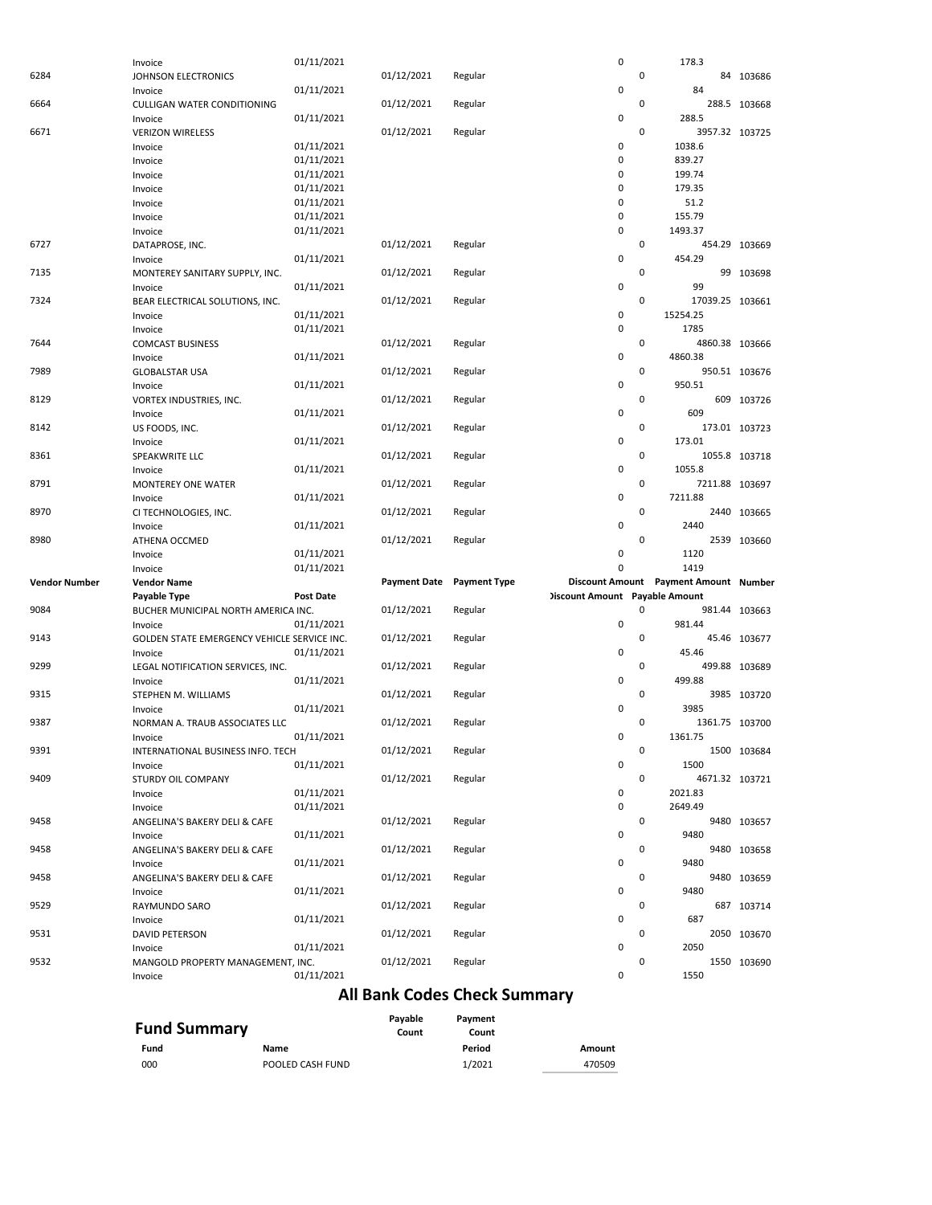| | | | | | | | |
|---|---|---|---|---|---|---|---|
| | Invoice | 01/11/2021 | | | 0 | 178.3 | |
| 6284 | JOHNSON ELECTRONICS | | 01/12/2021 | Regular | 0 | 84 | 103686 |
| | Invoice | 01/11/2021 | | | 0 | 84 | |
| 6664 | CULLIGAN WATER CONDITIONING | | 01/12/2021 | Regular | 0 | 288.5 | 103668 |
| | Invoice | 01/11/2021 | | | 0 | 288.5 | |
| 6671 | VERIZON WIRELESS | | 01/12/2021 | Regular | 0 | 3957.32 | 103725 |
| | Invoice | 01/11/2021 | | | 0 | 1038.6 | |
| | Invoice | 01/11/2021 | | | 0 | 839.27 | |
| | Invoice | 01/11/2021 | | | 0 | 199.74 | |
| | Invoice | 01/11/2021 | | | 0 | 179.35 | |
| | Invoice | 01/11/2021 | | | 0 | 51.2 | |
| | Invoice | 01/11/2021 | | | 0 | 155.79 | |
| | Invoice | 01/11/2021 | | | 0 | 1493.37 | |
| 6727 | DATAPROSE, INC. | | 01/12/2021 | Regular | 0 | 454.29 | 103669 |
| | Invoice | 01/11/2021 | | | 0 | 454.29 | |
| 7135 | MONTEREY SANITARY SUPPLY, INC. | | 01/12/2021 | Regular | 0 | 99 | 103698 |
| | Invoice | 01/11/2021 | | | 0 | 99 | |
| 7324 | BEAR ELECTRICAL SOLUTIONS, INC. | | 01/12/2021 | Regular | 0 | 17039.25 | 103661 |
| | Invoice | 01/11/2021 | | | 0 | 15254.25 | |
| | Invoice | 01/11/2021 | | | 0 | 1785 | |
| 7644 | COMCAST BUSINESS | | 01/12/2021 | Regular | 0 | 4860.38 | 103666 |
| | Invoice | 01/11/2021 | | | 0 | 4860.38 | |
| 7989 | GLOBALSTAR USA | | 01/12/2021 | Regular | 0 | 950.51 | 103676 |
| | Invoice | 01/11/2021 | | | 0 | 950.51 | |
| 8129 | VORTEX INDUSTRIES, INC. | | 01/12/2021 | Regular | 0 | 609 | 103726 |
| | Invoice | 01/11/2021 | | | 0 | 609 | |
| 8142 | US FOODS, INC. | | 01/12/2021 | Regular | 0 | 173.01 | 103723 |
| | Invoice | 01/11/2021 | | | 0 | 173.01 | |
| 8361 | SPEAKWRITE LLC | | 01/12/2021 | Regular | 0 | 1055.8 | 103718 |
| | Invoice | 01/11/2021 | | | 0 | 1055.8 | |
| 8791 | MONTEREY ONE WATER | | 01/12/2021 | Regular | 0 | 7211.88 | 103697 |
| | Invoice | 01/11/2021 | | | 0 | 7211.88 | |
| 8970 | CI TECHNOLOGIES, INC. | | 01/12/2021 | Regular | 0 | 2440 | 103665 |
| | Invoice | 01/11/2021 | | | 0 | 2440 | |
| 8980 | ATHENA OCCMED | | 01/12/2021 | Regular | 0 | 2539 | 103660 |
| | Invoice | 01/11/2021 | | | 0 | 1120 | |
| | Invoice | 01/11/2021 | | | 0 | 1419 | |
| **Vendor Number** | **Vendor Name** | | **Payment Date** | **Payment Type** | **Discount Amount** | **Payment Amount** | **Number** |
| | **Payable Type** | **Post Date** | | | **Discount Amount** | **Payable Amount** | |
| 9084 | BUCHER MUNICIPAL NORTH AMERICA INC. | | 01/12/2021 | Regular | 0 | 981.44 | 103663 |
| | Invoice | 01/11/2021 | | | 0 | 981.44 | |
| 9143 | GOLDEN STATE EMERGENCY VEHICLE SERVICE INC. | | 01/12/2021 | Regular | 0 | 45.46 | 103677 |
| | Invoice | 01/11/2021 | | | 0 | 45.46 | |
| 9299 | LEGAL NOTIFICATION SERVICES, INC. | | 01/12/2021 | Regular | 0 | 499.88 | 103689 |
| | Invoice | 01/11/2021 | | | 0 | 499.88 | |
| 9315 | STEPHEN M. WILLIAMS | | 01/12/2021 | Regular | 0 | 3985 | 103720 |
| | Invoice | 01/11/2021 | | | 0 | 3985 | |
| 9387 | NORMAN A. TRAUB ASSOCIATES LLC | | 01/12/2021 | Regular | 0 | 1361.75 | 103700 |
| | Invoice | 01/11/2021 | | | 0 | 1361.75 | |
| 9391 | INTERNATIONAL BUSINESS INFO. TECH | | 01/12/2021 | Regular | 0 | 1500 | 103684 |
| | Invoice | 01/11/2021 | | | 0 | 1500 | |
| 9409 | STURDY OIL COMPANY | | 01/12/2021 | Regular | 0 | 4671.32 | 103721 |
| | Invoice | 01/11/2021 | | | 0 | 2021.83 | |
| | Invoice | 01/11/2021 | | | 0 | 2649.49 | |
| 9458 | ANGELINA'S BAKERY DELI & CAFE | | 01/12/2021 | Regular | 0 | 9480 | 103657 |
| | Invoice | 01/11/2021 | | | 0 | 9480 | |
| 9458 | ANGELINA'S BAKERY DELI & CAFE | | 01/12/2021 | Regular | 0 | 9480 | 103658 |
| | Invoice | 01/11/2021 | | | 0 | 9480 | |
| 9458 | ANGELINA'S BAKERY DELI & CAFE | | 01/12/2021 | Regular | 0 | 9480 | 103659 |
| | Invoice | 01/11/2021 | | | 0 | 9480 | |
| 9529 | RAYMUNDO SARO | | 01/12/2021 | Regular | 0 | 687 | 103714 |
| | Invoice | 01/11/2021 | | | 0 | 687 | |
| 9531 | DAVID PETERSON | | 01/12/2021 | Regular | 0 | 2050 | 103670 |
| | Invoice | 01/11/2021 | | | 0 | 2050 | |
| 9532 | MANGOLD PROPERTY MANAGEMENT, INC. | | 01/12/2021 | Regular | 0 | 1550 | 103690 |
| | Invoice | 01/11/2021 | | | 0 | 1550 | |

## All Bank Codes Check Summary

### Fund Summary

| Fund | Name | Payable Count | Payment Count / Period | Amount |
|---|---|---|---|---|
| 000 | POOLED CASH FUND | | 1/2021 | 470509 |